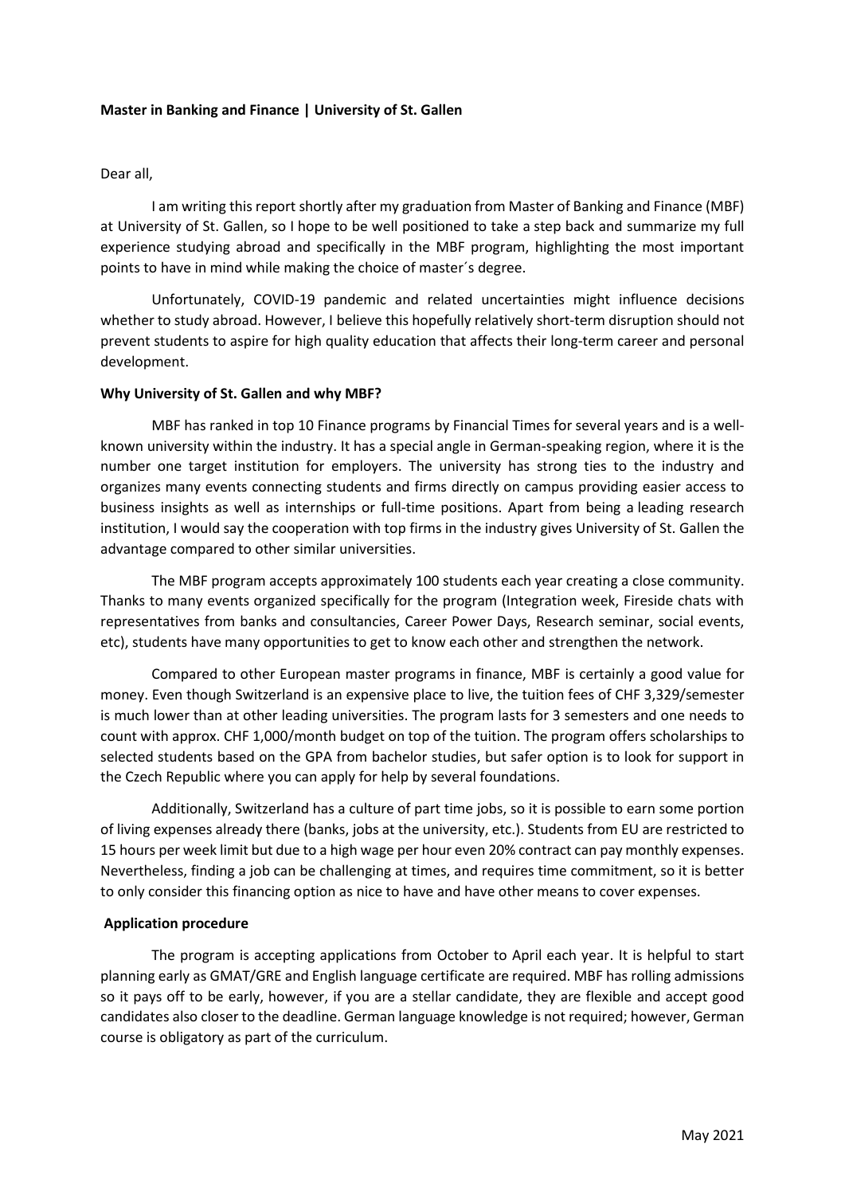**Master in Banking and Finance | University of St. Gallen**

Dear all,

I am writing this report shortly after my graduation from Master of Banking and Finance (MBF) at University of St. Gallen, so I hope to be well positioned to take a step back and summarize my full experience studying abroad and specifically in the MBF program, highlighting the most important points to have in mind while making the choice of master´s degree.

Unfortunately, COVID-19 pandemic and related uncertainties might influence decisions whether to study abroad. However, I believe this hopefully relatively short-term disruption should not prevent students to aspire for high quality education that affects their long-term career and personal development.

**Why University of St. Gallen and why MBF?**

MBF has ranked in top 10 Finance programs by Financial Times for several years and is a well-known university within the industry. It has a special angle in German-speaking region, where it is the number one target institution for employers. The university has strong ties to the industry and organizes many events connecting students and firms directly on campus providing easier access to business insights as well as internships or full-time positions. Apart from being a leading research institution, I would say the cooperation with top firms in the industry gives University of St. Gallen the advantage compared to other similar universities.

The MBF program accepts approximately 100 students each year creating a close community. Thanks to many events organized specifically for the program (Integration week, Fireside chats with representatives from banks and consultancies, Career Power Days, Research seminar, social events, etc), students have many opportunities to get to know each other and strengthen the network.

Compared to other European master programs in finance, MBF is certainly a good value for money. Even though Switzerland is an expensive place to live, the tuition fees of CHF 3,329/semester is much lower than at other leading universities. The program lasts for 3 semesters and one needs to count with approx. CHF 1,000/month budget on top of the tuition. The program offers scholarships to selected students based on the GPA from bachelor studies, but safer option is to look for support in the Czech Republic where you can apply for help by several foundations.

Additionally, Switzerland has a culture of part time jobs, so it is possible to earn some portion of living expenses already there (banks, jobs at the university, etc.). Students from EU are restricted to 15 hours per week limit but due to a high wage per hour even 20% contract can pay monthly expenses. Nevertheless, finding a job can be challenging at times, and requires time commitment, so it is better to only consider this financing option as nice to have and have other means to cover expenses.

**Application procedure**

The program is accepting applications from October to April each year. It is helpful to start planning early as GMAT/GRE and English language certificate are required. MBF has rolling admissions so it pays off to be early, however, if you are a stellar candidate, they are flexible and accept good candidates also closer to the deadline. German language knowledge is not required; however, German course is obligatory as part of the curriculum.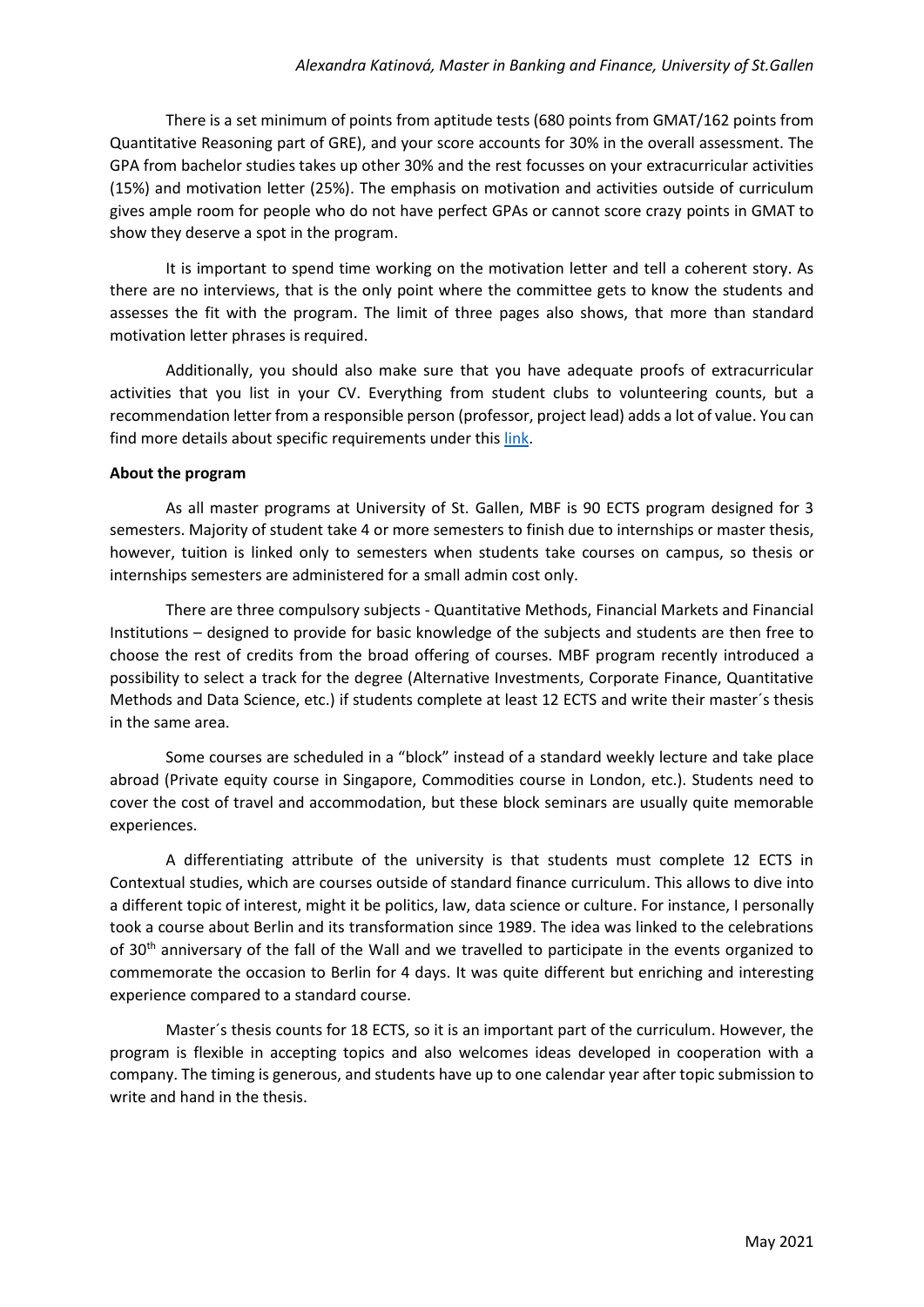There is a set minimum of points from aptitude tests (680 points from GMAT/162 points from Quantitative Reasoning part of GRE), and your score accounts for 30% in the overall assessment. The GPA from bachelor studies takes up other 30% and the rest focusses on your extracurricular activities (15%) and motivation letter (25%). The emphasis on motivation and activities outside of curriculum gives ample room for people who do not have perfect GPAs or cannot score crazy points in GMAT to show they deserve a spot in the program.

It is important to spend time working on the motivation letter and tell a coherent story. As there are no interviews, that is the only point where the committee gets to know the students and assesses the fit with the program. The limit of three pages also shows, that more than standard motivation letter phrases is required.

Additionally, you should also make sure that you have adequate proofs of extracurricular activities that you list in your CV. Everything from student clubs to volunteering counts, but a recommendation letter from a responsible person (professor, project lead) adds a lot of value. You can find more details about specific requirements under this link.

**About the program**

As all master programs at University of St. Gallen, MBF is 90 ECTS program designed for 3 semesters. Majority of student take 4 or more semesters to finish due to internships or master thesis, however, tuition is linked only to semesters when students take courses on campus, so thesis or internships semesters are administered for a small admin cost only.

There are three compulsory subjects - Quantitative Methods, Financial Markets and Financial Institutions – designed to provide for basic knowledge of the subjects and students are then free to choose the rest of credits from the broad offering of courses. MBF program recently introduced a possibility to select a track for the degree (Alternative Investments, Corporate Finance, Quantitative Methods and Data Science, etc.) if students complete at least 12 ECTS and write their master´s thesis in the same area.

Some courses are scheduled in a "block" instead of a standard weekly lecture and take place abroad (Private equity course in Singapore, Commodities course in London, etc.). Students need to cover the cost of travel and accommodation, but these block seminars are usually quite memorable experiences.

A differentiating attribute of the university is that students must complete 12 ECTS in Contextual studies, which are courses outside of standard finance curriculum. This allows to dive into a different topic of interest, might it be politics, law, data science or culture. For instance, I personally took a course about Berlin and its transformation since 1989. The idea was linked to the celebrations of 30th anniversary of the fall of the Wall and we travelled to participate in the events organized to commemorate the occasion to Berlin for 4 days. It was quite different but enriching and interesting experience compared to a standard course.

Master´s thesis counts for 18 ECTS, so it is an important part of the curriculum. However, the program is flexible in accepting topics and also welcomes ideas developed in cooperation with a company. The timing is generous, and students have up to one calendar year after topic submission to write and hand in the thesis.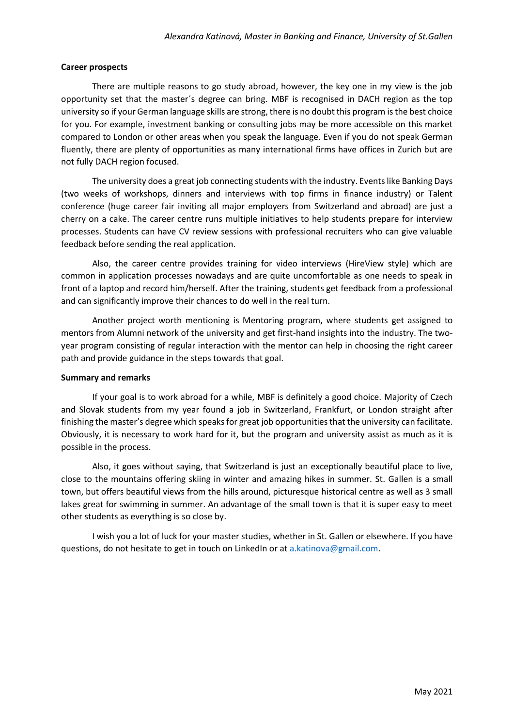**Career prospects**

There are multiple reasons to go study abroad, however, the key one in my view is the job opportunity set that the master´s degree can bring. MBF is recognised in DACH region as the top university so if your German language skills are strong, there is no doubt this program is the best choice for you. For example, investment banking or consulting jobs may be more accessible on this market compared to London or other areas when you speak the language. Even if you do not speak German fluently, there are plenty of opportunities as many international firms have offices in Zurich but are not fully DACH region focused.

The university does a great job connecting students with the industry. Events like Banking Days (two weeks of workshops, dinners and interviews with top firms in finance industry) or Talent conference (huge career fair inviting all major employers from Switzerland and abroad) are just a cherry on a cake. The career centre runs multiple initiatives to help students prepare for interview processes. Students can have CV review sessions with professional recruiters who can give valuable feedback before sending the real application.

Also, the career centre provides training for video interviews (HireView style) which are common in application processes nowadays and are quite uncomfortable as one needs to speak in front of a laptop and record him/herself. After the training, students get feedback from a professional and can significantly improve their chances to do well in the real turn.

Another project worth mentioning is Mentoring program, where students get assigned to mentors from Alumni network of the university and get first-hand insights into the industry. The two-year program consisting of regular interaction with the mentor can help in choosing the right career path and provide guidance in the steps towards that goal.

**Summary and remarks**

If your goal is to work abroad for a while, MBF is definitely a good choice. Majority of Czech and Slovak students from my year found a job in Switzerland, Frankfurt, or London straight after finishing the master's degree which speaks for great job opportunities that the university can facilitate. Obviously, it is necessary to work hard for it, but the program and university assist as much as it is possible in the process.

Also, it goes without saying, that Switzerland is just an exceptionally beautiful place to live, close to the mountains offering skiing in winter and amazing hikes in summer. St. Gallen is a small town, but offers beautiful views from the hills around, picturesque historical centre as well as 3 small lakes great for swimming in summer. An advantage of the small town is that it is super easy to meet other students as everything is so close by.

I wish you a lot of luck for your master studies, whether in St. Gallen or elsewhere. If you have questions, do not hesitate to get in touch on LinkedIn or at a.katinova@gmail.com.

May 2021